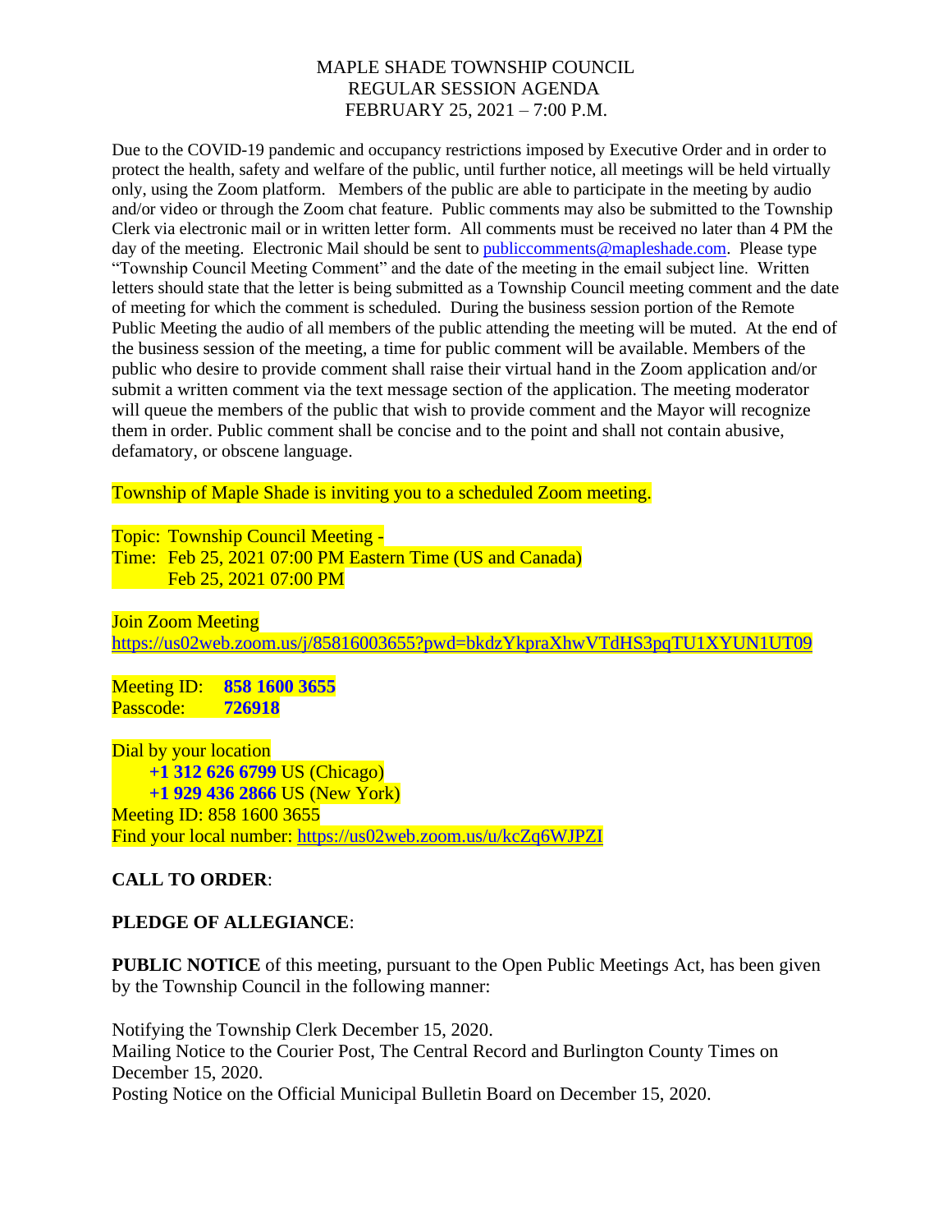# MAPLE SHADE TOWNSHIP COUNCIL
## REGULAR SESSION AGENDA
## FEBRUARY 25, 2021 – 7:00 P.M.

Due to the COVID-19 pandemic and occupancy restrictions imposed by Executive Order and in order to protect the health, safety and welfare of the public, until further notice, all meetings will be held virtually only, using the Zoom platform. Members of the public are able to participate in the meeting by audio and/or video or through the Zoom chat feature. Public comments may also be submitted to the Township Clerk via electronic mail or in written letter form. All comments must be received no later than 4 PM the day of the meeting. Electronic Mail should be sent to publiccomments@mapleshade.com. Please type "Township Council Meeting Comment" and the date of the meeting in the email subject line. Written letters should state that the letter is being submitted as a Township Council meeting comment and the date of meeting for which the comment is scheduled. During the business session portion of the Remote Public Meeting the audio of all members of the public attending the meeting will be muted. At the end of the business session of the meeting, a time for public comment will be available. Members of the public who desire to provide comment shall raise their virtual hand in the Zoom application and/or submit a written comment via the text message section of the application. The meeting moderator will queue the members of the public that wish to provide comment and the Mayor will recognize them in order. Public comment shall be concise and to the point and shall not contain abusive, defamatory, or obscene language.

Township of Maple Shade is inviting you to a scheduled Zoom meeting.

Topic: Township Council Meeting -
Time: Feb 25, 2021 07:00 PM Eastern Time (US and Canada)
Feb 25, 2021 07:00 PM

Join Zoom Meeting
https://us02web.zoom.us/j/85816003655?pwd=bkdzYkpraXhwVTdHS3pqTU1XYUN1UT09

Meeting ID: **858 1600 3655**
Passcode: **726918**

Dial by your location
**+1 312 626 6799** US (Chicago)
**+1 929 436 2866** US (New York)
Meeting ID: 858 1600 3655
Find your local number: https://us02web.zoom.us/u/kcZq6WJPZI

**CALL TO ORDER**:

**PLEDGE OF ALLEGIANCE**:

**PUBLIC NOTICE** of this meeting, pursuant to the Open Public Meetings Act, has been given by the Township Council in the following manner:

Notifying the Township Clerk December 15, 2020.
Mailing Notice to the Courier Post, The Central Record and Burlington County Times on December 15, 2020.
Posting Notice on the Official Municipal Bulletin Board on December 15, 2020.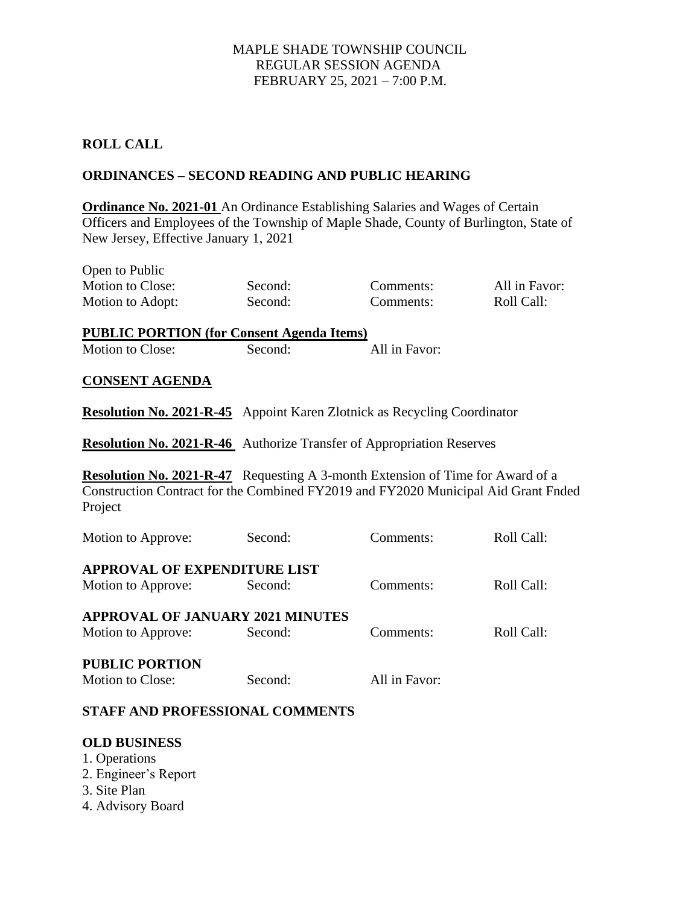MAPLE SHADE TOWNSHIP COUNCIL
REGULAR SESSION AGENDA
FEBRUARY 25, 2021 – 7:00 P.M.

**ROLL CALL**

**ORDINANCES – SECOND READING AND PUBLIC HEARING**

**Ordinance No. 2021-01** An Ordinance Establishing Salaries and Wages of Certain Officers and Employees of the Township of Maple Shade, County of Burlington, State of New Jersey, Effective January 1, 2021

Open to Public

| Motion to Close: | Second: | Comments: | All in Favor: |
|---|---|---|---|
| Motion to Adopt: | Second: | Comments: | Roll Call: |

**PUBLIC PORTION (for Consent Agenda Items)**

| Motion to Close: | Second: | All in Favor: |
|---|---|---|

**CONSENT AGENDA**

**Resolution No. 2021-R-45** Appoint Karen Zlotnick as Recycling Coordinator

**Resolution No. 2021-R-46** Authorize Transfer of Appropriation Reserves

**Resolution No. 2021-R-47** Requesting A 3-month Extension of Time for Award of a Construction Contract for the Combined FY2019 and FY2020 Municipal Aid Grant Fnded Project

| Motion to Approve: | Second: | Comments: | Roll Call: |
|---|---|---|---|

**APPROVAL OF EXPENDITURE LIST**

| Motion to Approve: | Second: | Comments: | Roll Call: |
|---|---|---|---|

**APPROVAL OF JANUARY 2021 MINUTES**

| Motion to Approve: | Second: | Comments: | Roll Call: |
|---|---|---|---|

**PUBLIC PORTION**

| Motion to Close: | Second: | All in Favor: |
|---|---|---|

**STAFF AND PROFESSIONAL COMMENTS**

**OLD BUSINESS**

1. Operations
2. Engineer's Report
3. Site Plan
4. Advisory Board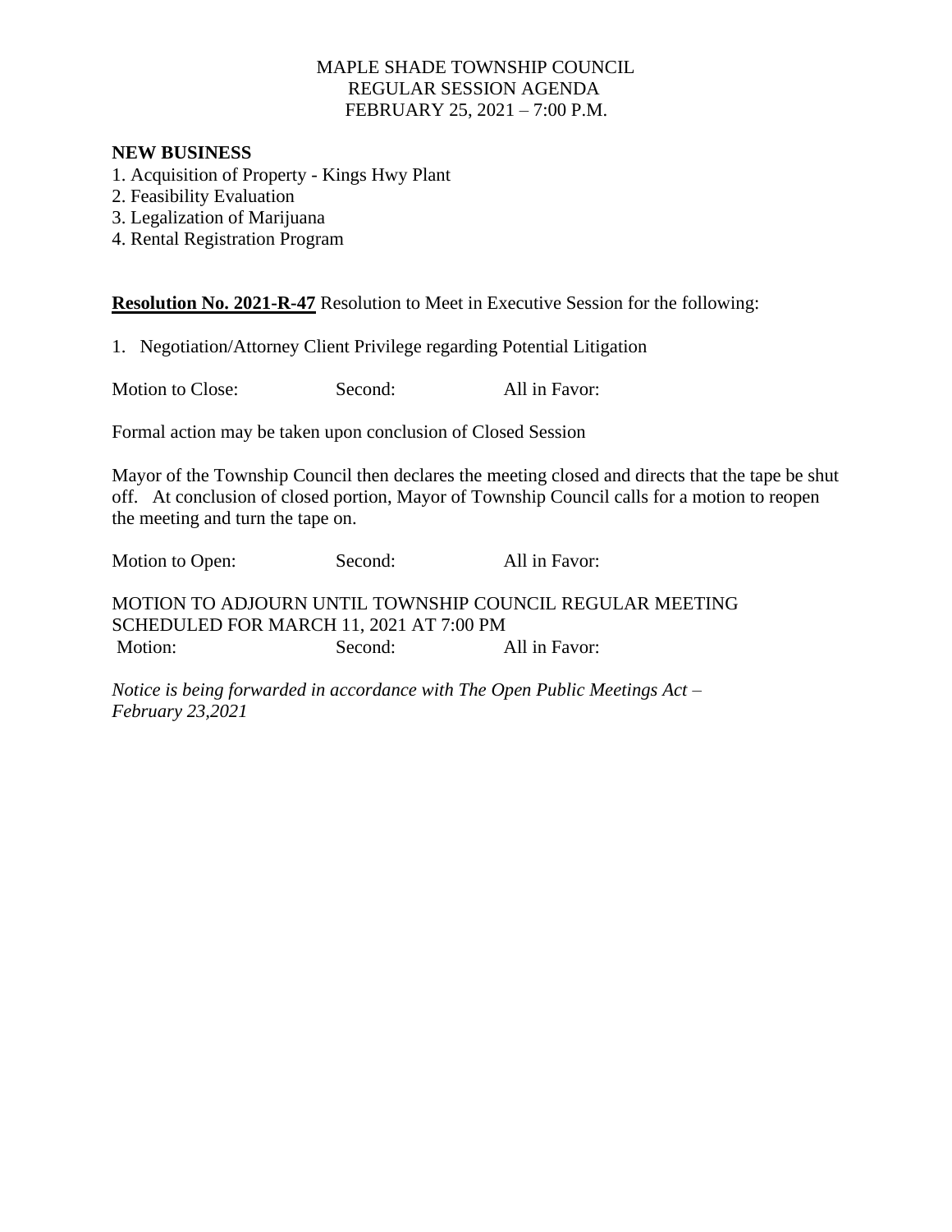MAPLE SHADE TOWNSHIP COUNCIL
REGULAR SESSION AGENDA
FEBRUARY 25, 2021 – 7:00 P.M.

**NEW BUSINESS**

1. Acquisition of Property - Kings Hwy Plant
2. Feasibility Evaluation
3. Legalization of Marijuana
4. Rental Registration Program

**Resolution No. 2021-R-47** Resolution to Meet in Executive Session for the following:

1. Negotiation/Attorney Client Privilege regarding Potential Litigation

Motion to Close: Second: All in Favor:

Formal action may be taken upon conclusion of Closed Session

Mayor of the Township Council then declares the meeting closed and directs that the tape be shut off. At conclusion of closed portion, Mayor of Township Council calls for a motion to reopen the meeting and turn the tape on.

Motion to Open: Second: All in Favor:

MOTION TO ADJOURN UNTIL TOWNSHIP COUNCIL REGULAR MEETING SCHEDULED FOR MARCH 11, 2021 AT 7:00 PM

Motion: Second: All in Favor:

*Notice is being forwarded in accordance with The Open Public Meetings Act – February 23,2021*